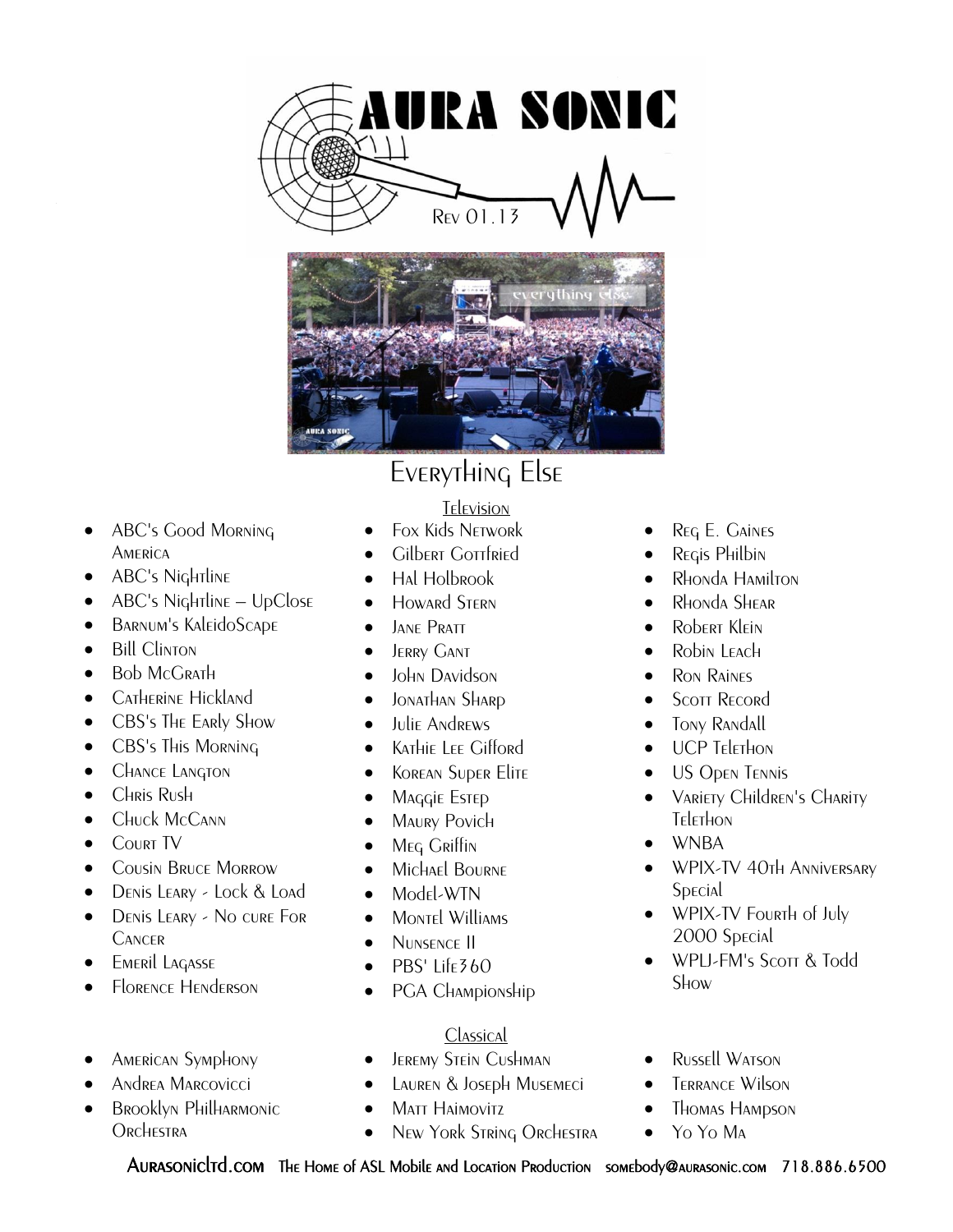# AURA SONIC

Rev 01.13

## Everything Else

### Television

- ABC's Good Morning America
- ABC's Nightline
- ABC's Nightline – UpClose
- Barnum's KaleidoScape
- Bill Clinton
- Bob McGrath
- Catherine Hickland
- CBS's The Early Show
- CBS's This Morning
- Chance Langton
- Chris Rush
- Chuck McCann
- Court TV
- Cousin Bruce Morrow
- Denis Leary - Lock & Load
- Denis Leary - No cure For Cancer
- Emeril Lagasse
- Florence Henderson
- Fox Kids Network
- Gilbert Gottfried
- Hal Holbrook
- Howard Stern
- Jane Pratt
- Jerry Gant
- John Davidson
- Jonathan Sharp
- Julie Andrews
- Kathie Lee Gifford
- Korean Super Elite
- Maggie Estep
- Maury Povich
- Meg Griffin
- Michael Bourne
- Model-WTN
- Montel Williams
- Nunsence II
- PBS' Life360
- PGA Championship
- Reg E. Gaines
- Regis Philbin
- Rhonda Hamilton
- Rhonda Shear
- Robert Klein
- Robin Leach
- Ron Raines
- Scott Record
- Tony Randall
- UCP Telethon
- US Open Tennis
- Variety Children's Charity Telethon
- WNBA
- WPIX-TV 40th Anniversary Special
- WPIX-TV Fourth of July 2000 Special
- WPLJ-FM's Scott & Todd Show

### Classical

- American Symphony
- Andrea Marcovicci
- Brooklyn Philharmonic Orchestra
- Jeremy Stein Cushman
- Lauren & Joseph Musemeci
- Matt Haimovitz
- New York String Orchestra
- Russell Watson
- Terrance Wilson
- Thomas Hampson
- Yo Yo Ma

Aurasonicltd.com The Home of ASL Mobile and Location Production somebody@aurasonic.com 718.886.6500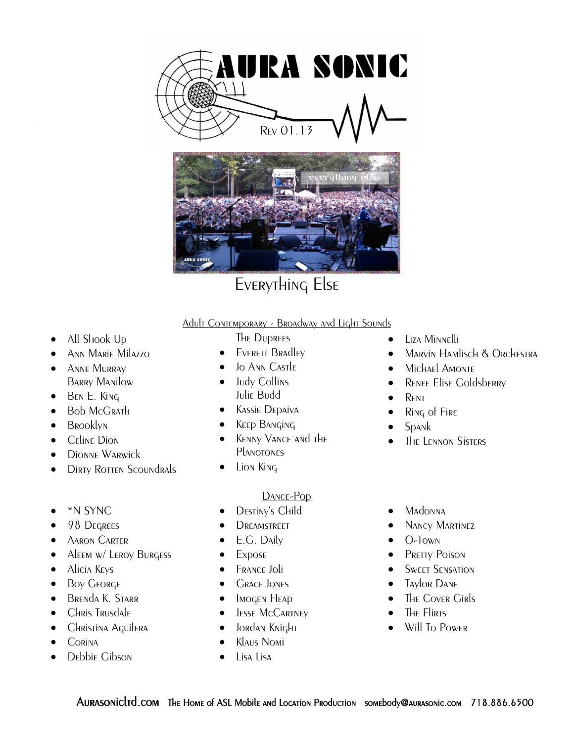# AURA SONIC

Rev 01.13

## Everything Else

### Adult Contemporary - Broadway and Light Sounds

- All Shook Up
- Ann Marie Milazzo
- Anne Murray
  Barry Manilow
- Ben E. King
- Bob McGrath
- Brooklyn
- Celine Dion
- Dionne Warwick
- Dirty Rotten Scoundrals
  The Duprees
- Everett Bradley
- Jo Ann Castle
- Judy Collins
  Julie Budd
- Kassie Depaiva
- Keep Banging
- Kenny Vance and the Planotones
- Lion King
- Liza Minnelli
- Marvin Hamlisch & Orchestra
- Michael Amonte
- Renee Elise Goldsberry
- Rent
- Ring of Fire
- Spank
- The Lennon Sisters

### Dance-Pop

- *N SYNC
- 98 Degrees
- Aaron Carter
- Aleem w/ Leroy Burgess
- Alicia Keys
- Boy George
- Brenda K. Starr
- Chris Trusdale
- Christina Aguilera
- Corina
- Debbie Gibson
- Destiny's Child
- Dreamstreet
- E.G. Daily
- Expose
- France Joli
- Grace Jones
- Imogen Heap
- Jesse McCartney
- Jordan Knight
- Klaus Nomi
- Lisa Lisa
- Madonna
- Nancy Martinez
- O-Town
- Pretty Poison
- Sweet Sensation
- Taylor Dane
- The Cover Girls
- The Flirts
- Will To Power

Aurasonicltd.com The Home of ASL Mobile and Location Production somebody@aurasonic.com 718.886.6500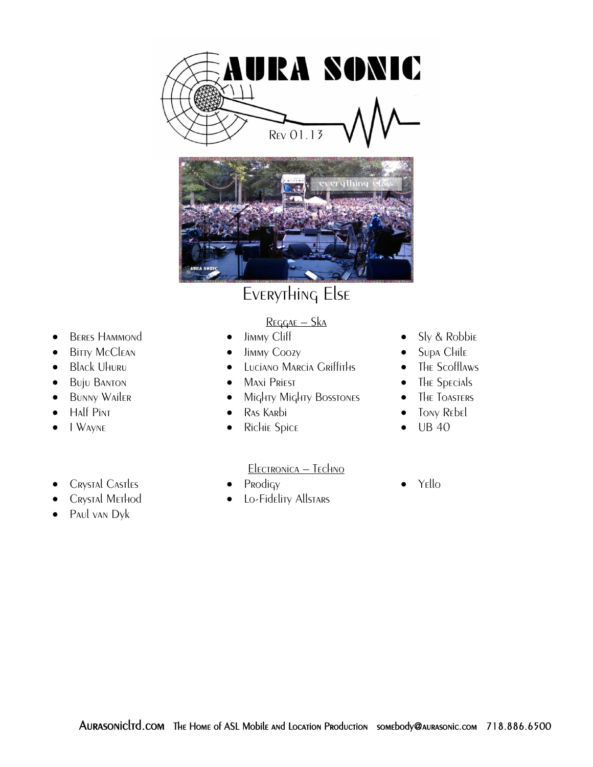# AURA SONIC

Rev 01.13

## Everything Else

### Reggae – Ska

- Beres Hammond
- Bitty McClean
- Black Uhuru
- Buju Banton
- Bunny Wailer
- Half Pint
- I Wayne
- Jimmy Cliff
- Jimmy Coozy
- Luciano Marcia Griffiths
- Maxi Priest
- Mighty Mighty Bosstones
- Ras Karbi
- Richie Spice
- Sly & Robbie
- Supa Chile
- The Scofflaws
- The Specials
- The Toasters
- Tony Rebel
- UB 40

### Electronica – Techno

- Crystal Castles
- Crystal Method
- Paul van Dyk
- Prodigy
- Lo-Fidelity Allstars
- Yello

Aurasonicltd.com The Home of ASL Mobile and Location Production somebody@aurasonic.com 718.886.6500